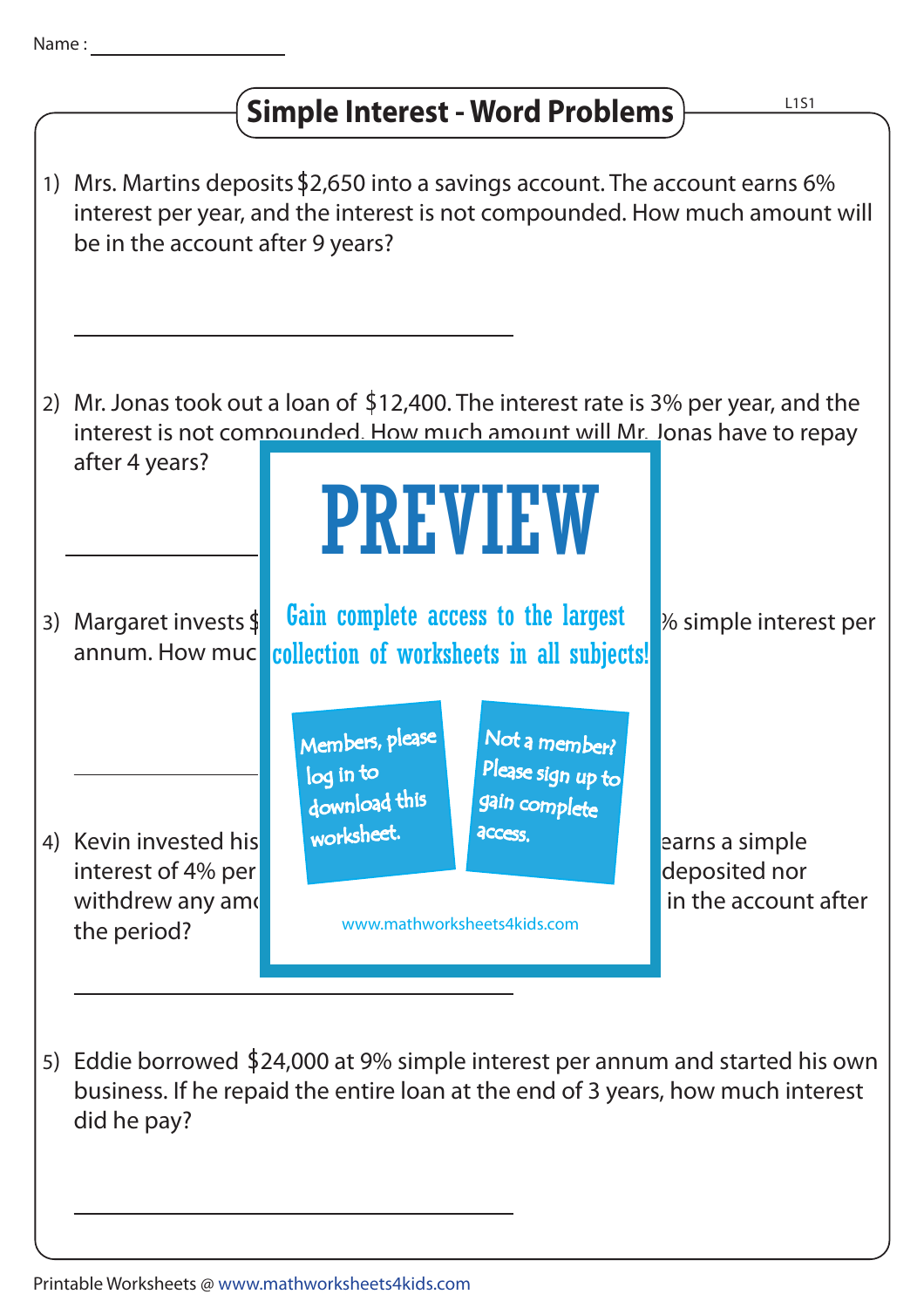Name : ____________________

# Simple Interest - Word Problems

L1S1

1) Mrs. Martins deposits $2,650 into a savings account. The account earns 6% interest per year, and the interest is not compounded. How much amount will be in the account after 9 years?

______________________________

2) Mr. Jonas took out a loan of $12,400. The interest rate is 3% per year, and the interest is not compounded. How much amount will Mr. Jonas have to repay after 4 years?

______________________________

3) Margaret invests $ ... % simple interest per annum. How muc...

______________________________

4) Kevin invested his ... earns a simple interest of 4% per ... deposited nor withdrew any am... in the account after the period?

______________________________

5) Eddie borrowed $24,000 at 9% simple interest per annum and started his own business. If he repaid the entire loan at the end of 3 years, how much interest did he pay?

______________________________

PREVIEW

Gain complete access to the largest collection of worksheets in all subjects!

Members, please log in to download this worksheet.

Not a member? Please sign up to gain complete access.

www.mathworksheets4kids.com

Printable Worksheets @ www.mathworksheets4kids.com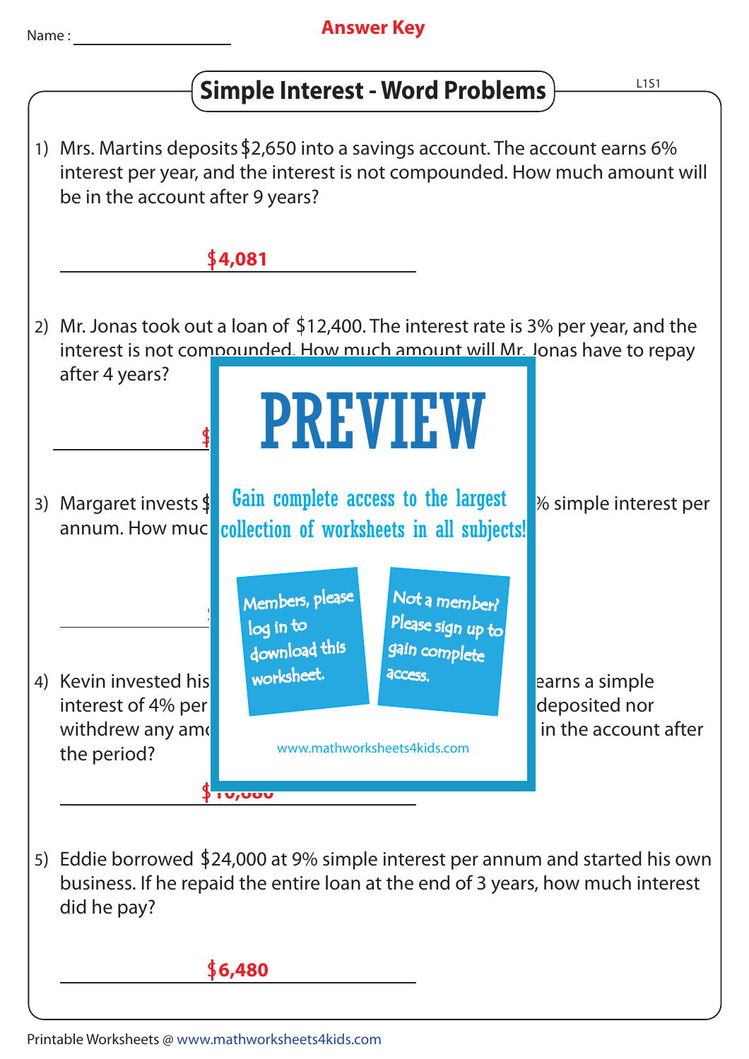Name :

Answer Key

# Simple Interest - Word Problems

L1S1

1) Mrs. Martins deposits $2,650 into a savings account. The account earns 6% interest per year, and the interest is not compounded. How much amount will be in the account after 9 years?

**$4,081**

2) Mr. Jonas took out a loan of $12,400. The interest rate is 3% per year, and the interest is not compounded. How much amount will Mr. Jonas have to repay after 4 years?

$

PREVIEW

Gain complete access to the largest collection of worksheets in all subjects!

Members, please log in to download this worksheet.

Not a member? Please sign up to gain complete access.

www.mathworksheets4kids.com

3) Margaret invests $ % simple interest per annum. How muc

$

4) Kevin invested his earns a simple interest of 4% per deposited nor withdrew any am in the account after the period?

**$10,080**

5) Eddie borrowed $24,000 at 9% simple interest per annum and started his own business. If he repaid the entire loan at the end of 3 years, how much interest did he pay?

**$6,480**

Printable Worksheets @ www.mathworksheets4kids.com